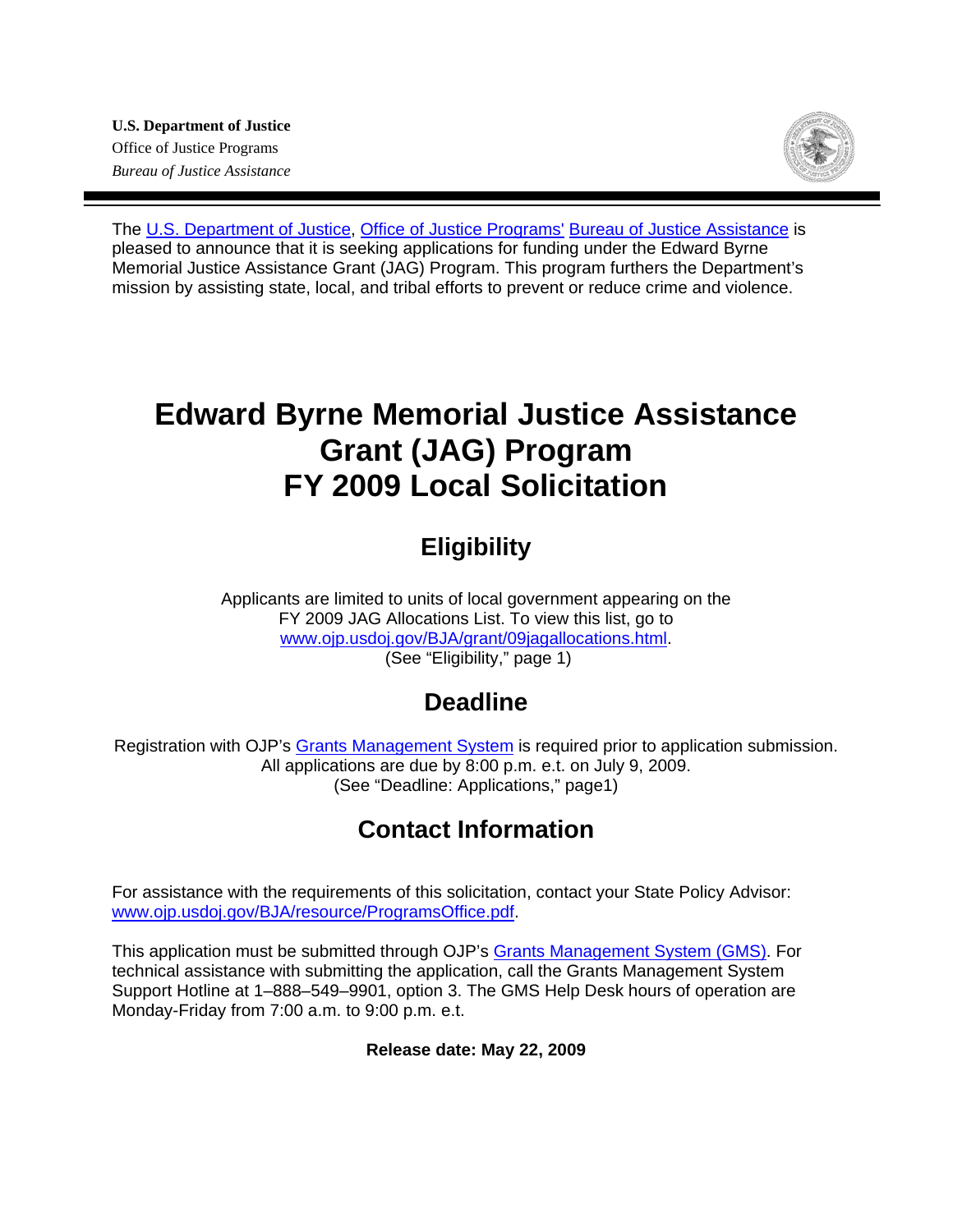**U.S. Department of Justice**
Office of Justice Programs
*Bureau of Justice Assistance*

The U.S. Department of Justice, Office of Justice Programs' Bureau of Justice Assistance is pleased to announce that it is seeking applications for funding under the Edward Byrne Memorial Justice Assistance Grant (JAG) Program. This program furthers the Department's mission by assisting state, local, and tribal efforts to prevent or reduce crime and violence.

# Edward Byrne Memorial Justice Assistance Grant (JAG) Program FY 2009 Local Solicitation

## Eligibility

Applicants are limited to units of local government appearing on the FY 2009 JAG Allocations List. To view this list, go to www.ojp.usdoj.gov/BJA/grant/09jagallocations.html.
(See "Eligibility," page 1)

## Deadline

Registration with OJP's Grants Management System is required prior to application submission. All applications are due by 8:00 p.m. e.t. on July 9, 2009.
(See "Deadline: Applications," page1)

## Contact Information

For assistance with the requirements of this solicitation, contact your State Policy Advisor: www.ojp.usdoj.gov/BJA/resource/ProgramsOffice.pdf.

This application must be submitted through OJP's Grants Management System (GMS). For technical assistance with submitting the application, call the Grants Management System Support Hotline at 1–888–549–9901, option 3. The GMS Help Desk hours of operation are Monday-Friday from 7:00 a.m. to 9:00 p.m. e.t.

**Release date: May 22, 2009**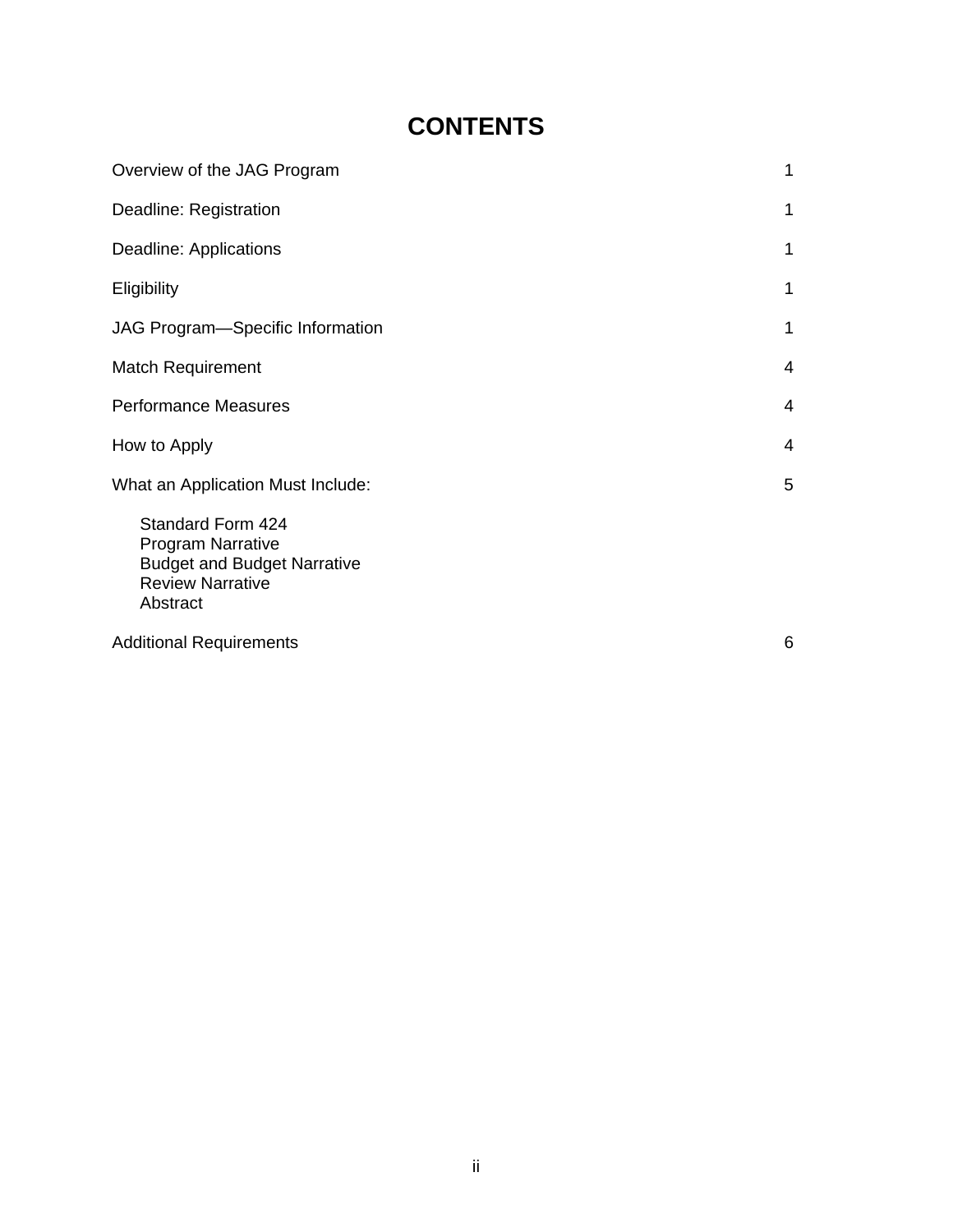# CONTENTS

| | |
|---|---|
| Overview of the JAG Program | 1 |
| Deadline: Registration | 1 |
| Deadline: Applications | 1 |
| Eligibility | 1 |
| JAG Program—Specific Information | 1 |
| Match Requirement | 4 |
| Performance Measures | 4 |
| How to Apply | 4 |
| What an Application Must Include: | 5 |

- Standard Form 424
- Program Narrative
- Budget and Budget Narrative
- Review Narrative
- Abstract

| | |
|---|---|
| Additional Requirements | 6 |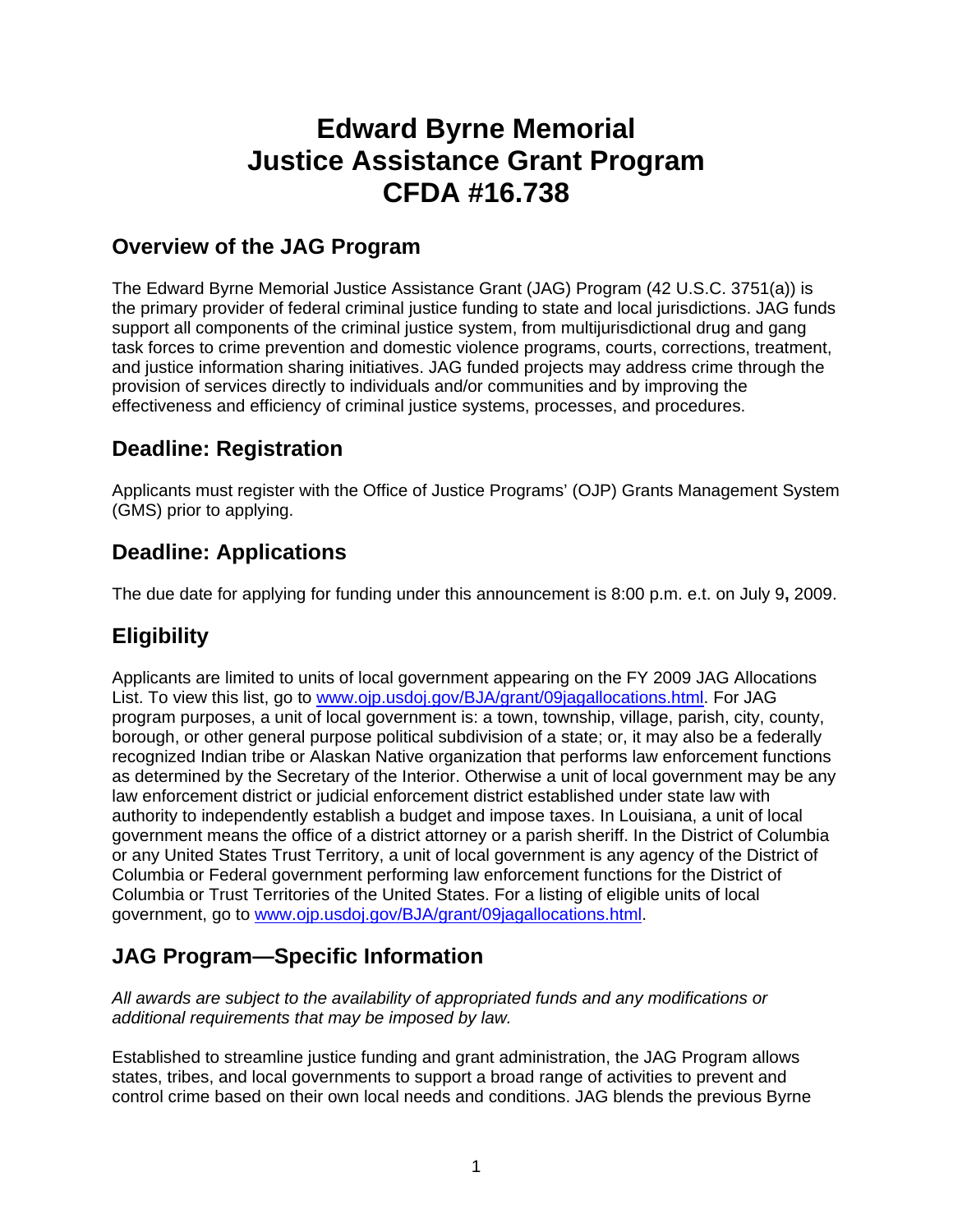# Edward Byrne Memorial Justice Assistance Grant Program CFDA #16.738

## Overview of the JAG Program

The Edward Byrne Memorial Justice Assistance Grant (JAG) Program (42 U.S.C. 3751(a)) is the primary provider of federal criminal justice funding to state and local jurisdictions. JAG funds support all components of the criminal justice system, from multijurisdictional drug and gang task forces to crime prevention and domestic violence programs, courts, corrections, treatment, and justice information sharing initiatives. JAG funded projects may address crime through the provision of services directly to individuals and/or communities and by improving the effectiveness and efficiency of criminal justice systems, processes, and procedures.

## Deadline: Registration

Applicants must register with the Office of Justice Programs' (OJP) Grants Management System (GMS) prior to applying.

## Deadline: Applications

The due date for applying for funding under this announcement is 8:00 p.m. e.t. on July 9**,** 2009.

## Eligibility

Applicants are limited to units of local government appearing on the FY 2009 JAG Allocations List. To view this list, go to www.ojp.usdoj.gov/BJA/grant/09jagallocations.html. For JAG program purposes, a unit of local government is: a town, township, village, parish, city, county, borough, or other general purpose political subdivision of a state; or, it may also be a federally recognized Indian tribe or Alaskan Native organization that performs law enforcement functions as determined by the Secretary of the Interior. Otherwise a unit of local government may be any law enforcement district or judicial enforcement district established under state law with authority to independently establish a budget and impose taxes. In Louisiana, a unit of local government means the office of a district attorney or a parish sheriff. In the District of Columbia or any United States Trust Territory, a unit of local government is any agency of the District of Columbia or Federal government performing law enforcement functions for the District of Columbia or Trust Territories of the United States. For a listing of eligible units of local government, go to www.ojp.usdoj.gov/BJA/grant/09jagallocations.html.

## JAG Program—Specific Information

*All awards are subject to the availability of appropriated funds and any modifications or additional requirements that may be imposed by law.*

Established to streamline justice funding and grant administration, the JAG Program allows states, tribes, and local governments to support a broad range of activities to prevent and control crime based on their own local needs and conditions. JAG blends the previous Byrne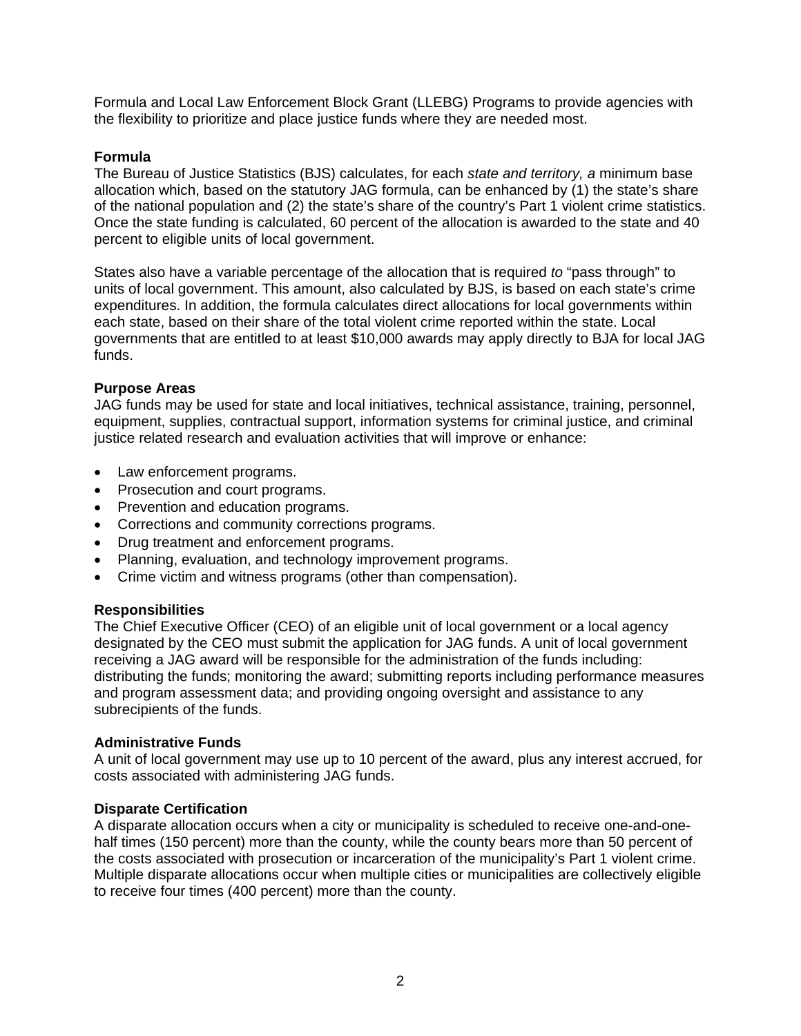Formula and Local Law Enforcement Block Grant (LLEBG) Programs to provide agencies with the flexibility to prioritize and place justice funds where they are needed most.

**Formula**
The Bureau of Justice Statistics (BJS) calculates, for each *state and territory, a* minimum base allocation which, based on the statutory JAG formula, can be enhanced by (1) the state's share of the national population and (2) the state's share of the country's Part 1 violent crime statistics. Once the state funding is calculated, 60 percent of the allocation is awarded to the state and 40 percent to eligible units of local government.

States also have a variable percentage of the allocation that is required *to* "pass through" to units of local government. This amount, also calculated by BJS, is based on each state's crime expenditures. In addition, the formula calculates direct allocations for local governments within each state, based on their share of the total violent crime reported within the state. Local governments that are entitled to at least $10,000 awards may apply directly to BJA for local JAG funds.

**Purpose Areas**
JAG funds may be used for state and local initiatives, technical assistance, training, personnel, equipment, supplies, contractual support, information systems for criminal justice, and criminal justice related research and evaluation activities that will improve or enhance:

- Law enforcement programs.
- Prosecution and court programs.
- Prevention and education programs.
- Corrections and community corrections programs.
- Drug treatment and enforcement programs.
- Planning, evaluation, and technology improvement programs.
- Crime victim and witness programs (other than compensation).

**Responsibilities**
The Chief Executive Officer (CEO) of an eligible unit of local government or a local agency designated by the CEO must submit the application for JAG funds. A unit of local government receiving a JAG award will be responsible for the administration of the funds including: distributing the funds; monitoring the award; submitting reports including performance measures and program assessment data; and providing ongoing oversight and assistance to any subrecipients of the funds.

**Administrative Funds**
A unit of local government may use up to 10 percent of the award, plus any interest accrued, for costs associated with administering JAG funds.

**Disparate Certification**
A disparate allocation occurs when a city or municipality is scheduled to receive one-and-one-half times (150 percent) more than the county, while the county bears more than 50 percent of the costs associated with prosecution or incarceration of the municipality's Part 1 violent crime. Multiple disparate allocations occur when multiple cities or municipalities are collectively eligible to receive four times (400 percent) more than the county.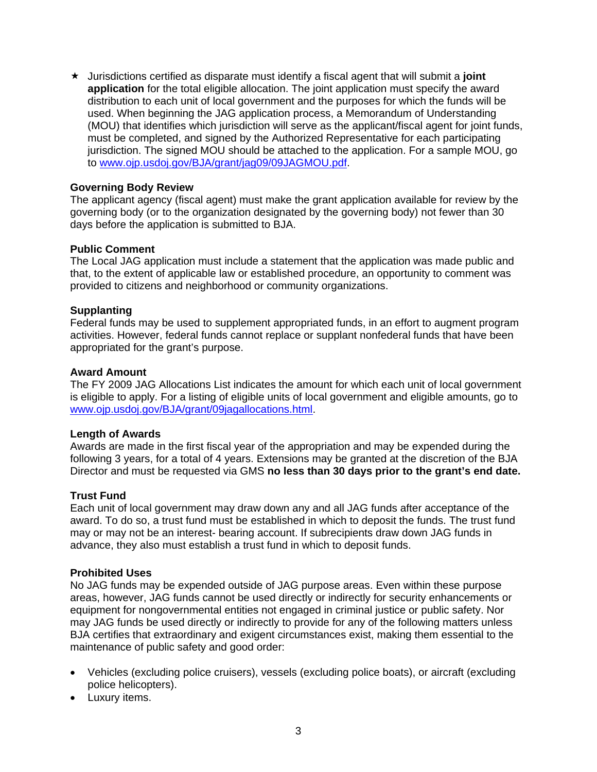- ★ Jurisdictions certified as disparate must identify a fiscal agent that will submit a **joint application** for the total eligible allocation. The joint application must specify the award distribution to each unit of local government and the purposes for which the funds will be used. When beginning the JAG application process, a Memorandum of Understanding (MOU) that identifies which jurisdiction will serve as the applicant/fiscal agent for joint funds, must be completed, and signed by the Authorized Representative for each participating jurisdiction. The signed MOU should be attached to the application. For a sample MOU, go to www.ojp.usdoj.gov/BJA/grant/jag09/09JAGMOU.pdf.

**Governing Body Review**
The applicant agency (fiscal agent) must make the grant application available for review by the governing body (or to the organization designated by the governing body) not fewer than 30 days before the application is submitted to BJA.

**Public Comment**
The Local JAG application must include a statement that the application was made public and that, to the extent of applicable law or established procedure, an opportunity to comment was provided to citizens and neighborhood or community organizations.

**Supplanting**
Federal funds may be used to supplement appropriated funds, in an effort to augment program activities. However, federal funds cannot replace or supplant nonfederal funds that have been appropriated for the grant's purpose.

**Award Amount**
The FY 2009 JAG Allocations List indicates the amount for which each unit of local government is eligible to apply. For a listing of eligible units of local government and eligible amounts, go to www.ojp.usdoj.gov/BJA/grant/09jagallocations.html.

**Length of Awards**
Awards are made in the first fiscal year of the appropriation and may be expended during the following 3 years, for a total of 4 years. Extensions may be granted at the discretion of the BJA Director and must be requested via GMS **no less than 30 days prior to the grant's end date.**

**Trust Fund**
Each unit of local government may draw down any and all JAG funds after acceptance of the award. To do so, a trust fund must be established in which to deposit the funds. The trust fund may or may not be an interest- bearing account. If subrecipients draw down JAG funds in advance, they also must establish a trust fund in which to deposit funds.

**Prohibited Uses**
No JAG funds may be expended outside of JAG purpose areas. Even within these purpose areas, however, JAG funds cannot be used directly or indirectly for security enhancements or equipment for nongovernmental entities not engaged in criminal justice or public safety. Nor may JAG funds be used directly or indirectly to provide for any of the following matters unless BJA certifies that extraordinary and exigent circumstances exist, making them essential to the maintenance of public safety and good order:

- Vehicles (excluding police cruisers), vessels (excluding police boats), or aircraft (excluding police helicopters).
- Luxury items.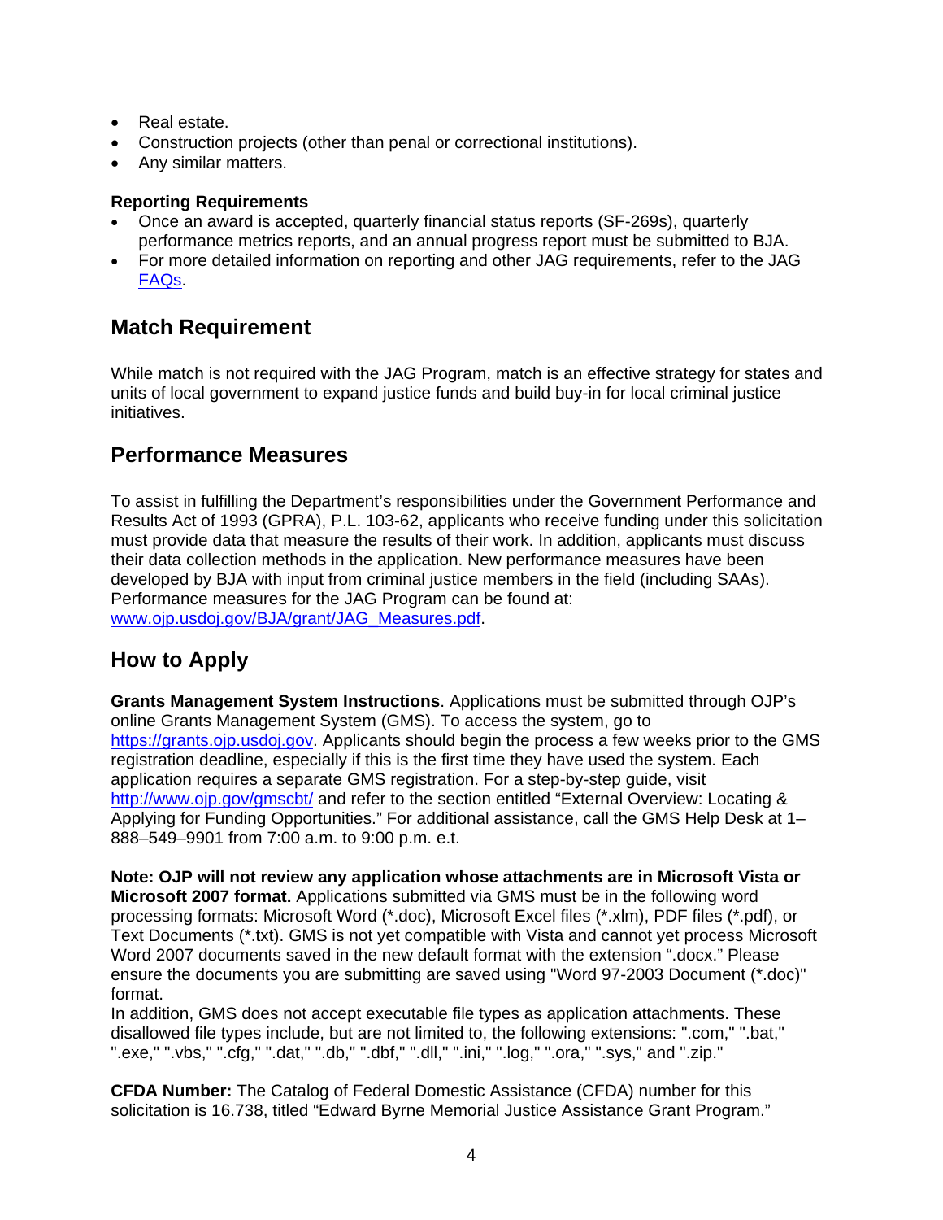- Real estate.
- Construction projects (other than penal or correctional institutions).
- Any similar matters.

**Reporting Requirements**

- Once an award is accepted, quarterly financial status reports (SF-269s), quarterly performance metrics reports, and an annual progress report must be submitted to BJA.
- For more detailed information on reporting and other JAG requirements, refer to the JAG FAQs.

## Match Requirement

While match is not required with the JAG Program, match is an effective strategy for states and units of local government to expand justice funds and build buy-in for local criminal justice initiatives.

## Performance Measures

To assist in fulfilling the Department's responsibilities under the Government Performance and Results Act of 1993 (GPRA), P.L. 103-62, applicants who receive funding under this solicitation must provide data that measure the results of their work. In addition, applicants must discuss their data collection methods in the application. New performance measures have been developed by BJA with input from criminal justice members in the field (including SAAs). Performance measures for the JAG Program can be found at: www.ojp.usdoj.gov/BJA/grant/JAG_Measures.pdf.

## How to Apply

**Grants Management System Instructions**. Applications must be submitted through OJP's online Grants Management System (GMS). To access the system, go to https://grants.ojp.usdoj.gov. Applicants should begin the process a few weeks prior to the GMS registration deadline, especially if this is the first time they have used the system. Each application requires a separate GMS registration. For a step-by-step guide, visit http://www.ojp.gov/gmscbt/ and refer to the section entitled "External Overview: Locating & Applying for Funding Opportunities." For additional assistance, call the GMS Help Desk at 1–888–549–9901 from 7:00 a.m. to 9:00 p.m. e.t.

**Note: OJP will not review any application whose attachments are in Microsoft Vista or Microsoft 2007 format.** Applications submitted via GMS must be in the following word processing formats: Microsoft Word (*.doc), Microsoft Excel files (*.xlm), PDF files (*.pdf), or Text Documents (*.txt). GMS is not yet compatible with Vista and cannot yet process Microsoft Word 2007 documents saved in the new default format with the extension ".docx." Please ensure the documents you are submitting are saved using "Word 97-2003 Document (*.doc)" format.
In addition, GMS does not accept executable file types as application attachments. These disallowed file types include, but are not limited to, the following extensions: ".com," ".bat," ".exe," ".vbs," ".cfg," ".dat," ".db," ".dbf," ".dll," ".ini," ".log," ".ora," ".sys," and ".zip."

**CFDA Number:** The Catalog of Federal Domestic Assistance (CFDA) number for this solicitation is 16.738, titled "Edward Byrne Memorial Justice Assistance Grant Program."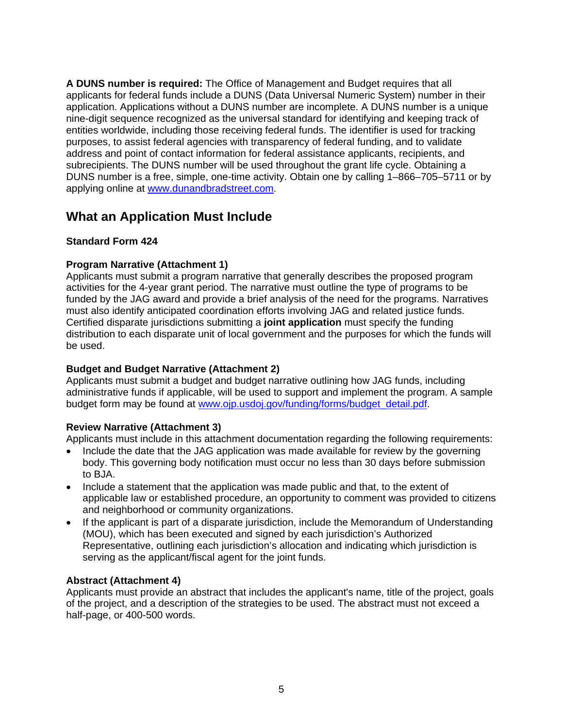**A DUNS number is required:** The Office of Management and Budget requires that all applicants for federal funds include a DUNS (Data Universal Numeric System) number in their application. Applications without a DUNS number are incomplete. A DUNS number is a unique nine-digit sequence recognized as the universal standard for identifying and keeping track of entities worldwide, including those receiving federal funds. The identifier is used for tracking purposes, to assist federal agencies with transparency of federal funding, and to validate address and point of contact information for federal assistance applicants, recipients, and subrecipients. The DUNS number will be used throughout the grant life cycle. Obtaining a DUNS number is a free, simple, one-time activity. Obtain one by calling 1–866–705–5711 or by applying online at [www.dunandbradstreet.com](http://www.dunandbradstreet.com).

## What an Application Must Include

**Standard Form 424**

**Program Narrative (Attachment 1)**
Applicants must submit a program narrative that generally describes the proposed program activities for the 4-year grant period. The narrative must outline the type of programs to be funded by the JAG award and provide a brief analysis of the need for the programs. Narratives must also identify anticipated coordination efforts involving JAG and related justice funds. Certified disparate jurisdictions submitting a **joint application** must specify the funding distribution to each disparate unit of local government and the purposes for which the funds will be used.

**Budget and Budget Narrative (Attachment 2)**
Applicants must submit a budget and budget narrative outlining how JAG funds, including administrative funds if applicable, will be used to support and implement the program. A sample budget form may be found at [www.ojp.usdoj.gov/funding/forms/budget_detail.pdf](http://www.ojp.usdoj.gov/funding/forms/budget_detail.pdf).

**Review Narrative (Attachment 3)**
Applicants must include in this attachment documentation regarding the following requirements:

- Include the date that the JAG application was made available for review by the governing body. This governing body notification must occur no less than 30 days before submission to BJA.
- Include a statement that the application was made public and that, to the extent of applicable law or established procedure, an opportunity to comment was provided to citizens and neighborhood or community organizations.
- If the applicant is part of a disparate jurisdiction, include the Memorandum of Understanding (MOU), which has been executed and signed by each jurisdiction's Authorized Representative, outlining each jurisdiction's allocation and indicating which jurisdiction is serving as the applicant/fiscal agent for the joint funds.

**Abstract (Attachment 4)**
Applicants must provide an abstract that includes the applicant's name, title of the project, goals of the project, and a description of the strategies to be used. The abstract must not exceed a half-page, or 400-500 words.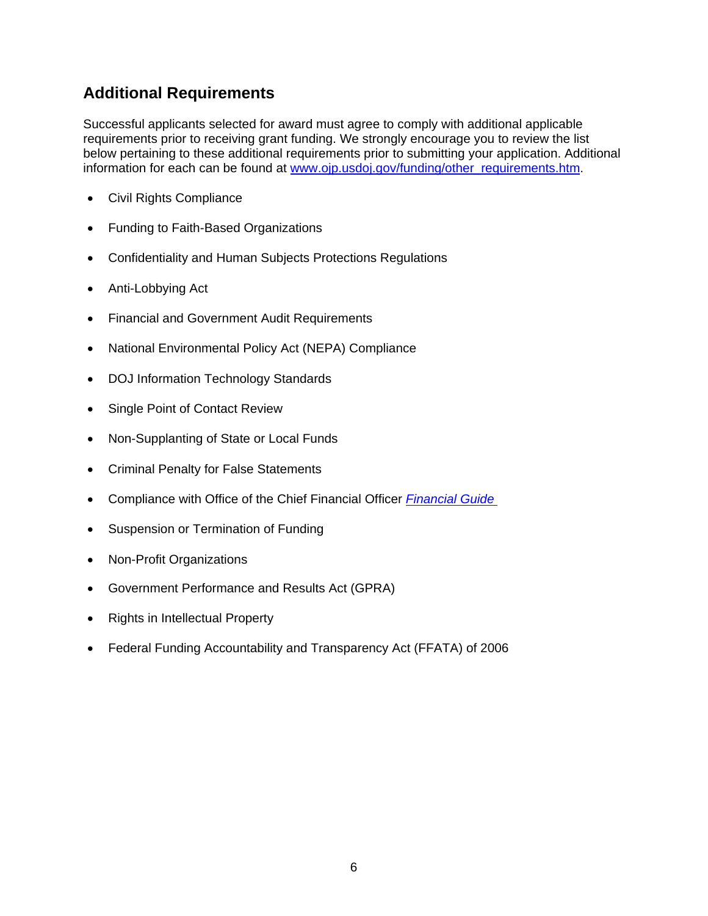## Additional Requirements

Successful applicants selected for award must agree to comply with additional applicable requirements prior to receiving grant funding. We strongly encourage you to review the list below pertaining to these additional requirements prior to submitting your application. Additional information for each can be found at [www.ojp.usdoj.gov/funding/other_requirements.htm](http://www.ojp.usdoj.gov/funding/other_requirements.htm).

- Civil Rights Compliance
- Funding to Faith-Based Organizations
- Confidentiality and Human Subjects Protections Regulations
- Anti-Lobbying Act
- Financial and Government Audit Requirements
- National Environmental Policy Act (NEPA) Compliance
- DOJ Information Technology Standards
- Single Point of Contact Review
- Non-Supplanting of State or Local Funds
- Criminal Penalty for False Statements
- Compliance with Office of the Chief Financial Officer *Financial Guide*
- Suspension or Termination of Funding
- Non-Profit Organizations
- Government Performance and Results Act (GPRA)
- Rights in Intellectual Property
- Federal Funding Accountability and Transparency Act (FFATA) of 2006